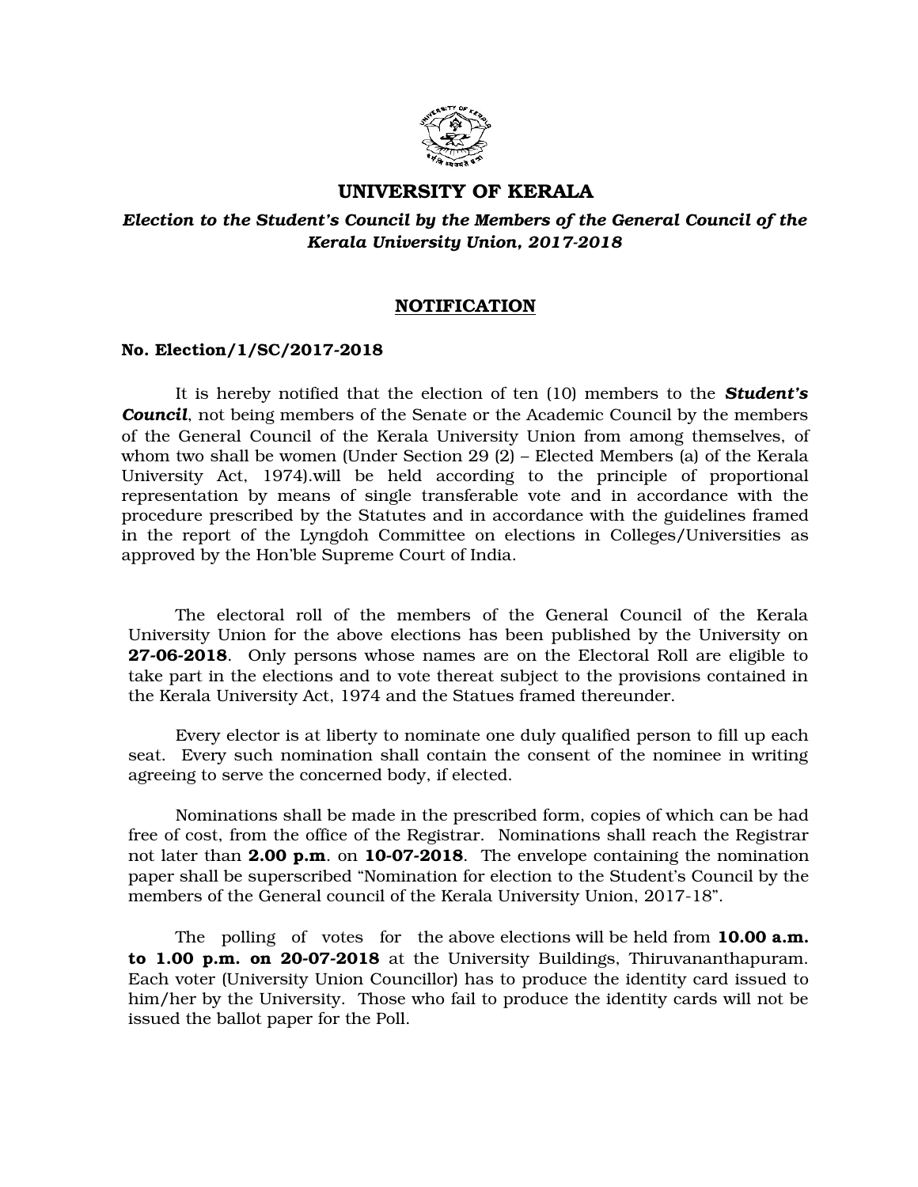# UNIVERSITY OF KERALA

***Election to the Student's Council by the Members of the General Council of the Kerala University Union, 2017-2018***

## NOTIFICATION

**No. Election/1/SC/2017-2018**

It is hereby notified that the election of ten (10) members to the ***Student's Council***, not being members of the Senate or the Academic Council by the members of the General Council of the Kerala University Union from among themselves, of whom two shall be women (Under Section 29 (2) – Elected Members (a) of the Kerala University Act, 1974).will be held according to the principle of proportional representation by means of single transferable vote and in accordance with the procedure prescribed by the Statutes and in accordance with the guidelines framed in the report of the Lyngdoh Committee on elections in Colleges/Universities as approved by the Hon'ble Supreme Court of India.

The electoral roll of the members of the General Council of the Kerala University Union for the above elections has been published by the University on **27-06-2018**. Only persons whose names are on the Electoral Roll are eligible to take part in the elections and to vote thereat subject to the provisions contained in the Kerala University Act, 1974 and the Statues framed thereunder.

Every elector is at liberty to nominate one duly qualified person to fill up each seat. Every such nomination shall contain the consent of the nominee in writing agreeing to serve the concerned body, if elected.

Nominations shall be made in the prescribed form, copies of which can be had free of cost, from the office of the Registrar. Nominations shall reach the Registrar not later than **2.00 p.m**. on **10-07-2018**. The envelope containing the nomination paper shall be superscribed "Nomination for election to the Student's Council by the members of the General council of the Kerala University Union, 2017-18".

The polling of votes for the above elections will be held from **10.00 a.m. to 1.00 p.m. on 20-07-2018** at the University Buildings, Thiruvananthapuram. Each voter (University Union Councillor) has to produce the identity card issued to him/her by the University. Those who fail to produce the identity cards will not be issued the ballot paper for the Poll.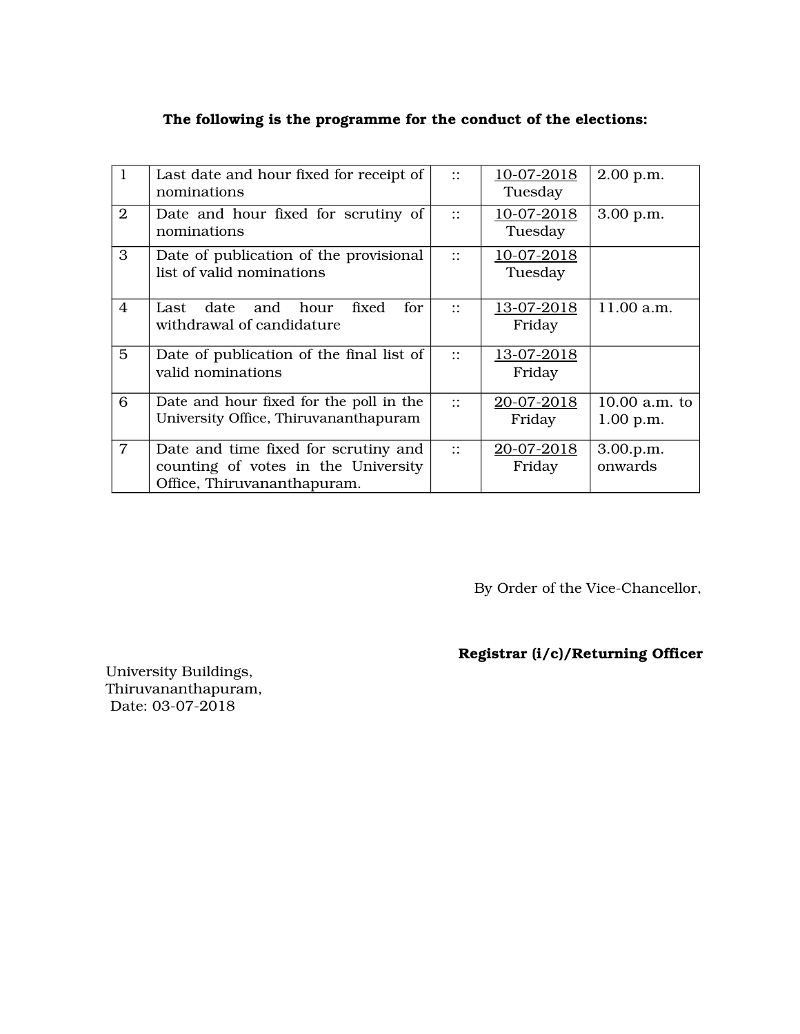**The following is the programme for the conduct of the elections:**

| | | | | |
|---|---|---|---|---|
| 1 | Last date and hour fixed for receipt of nominations | :: | 10-07-2018 Tuesday | 2.00 p.m. |
| 2 | Date and hour fixed for scrutiny of nominations | :: | 10-07-2018 Tuesday | 3.00 p.m. |
| 3 | Date of publication of the provisional list of valid nominations | :: | 10-07-2018 Tuesday | |
| 4 | Last date and hour fixed for withdrawal of candidature | :: | 13-07-2018 Friday | 11.00 a.m. |
| 5 | Date of publication of the final list of valid nominations | :: | 13-07-2018 Friday | |
| 6 | Date and hour fixed for the poll in the University Office, Thiruvananthapuram | :: | 20-07-2018 Friday | 10.00 a.m. to 1.00 p.m. |
| 7 | Date and time fixed for scrutiny and counting of votes in the University Office, Thiruvananthapuram. | :: | 20-07-2018 Friday | 3.00.p.m. onwards |

By Order of the Vice-Chancellor,

**Registrar (i/c)/Returning Officer**

University Buildings,
Thiruvananthapuram,
Date: 03-07-2018